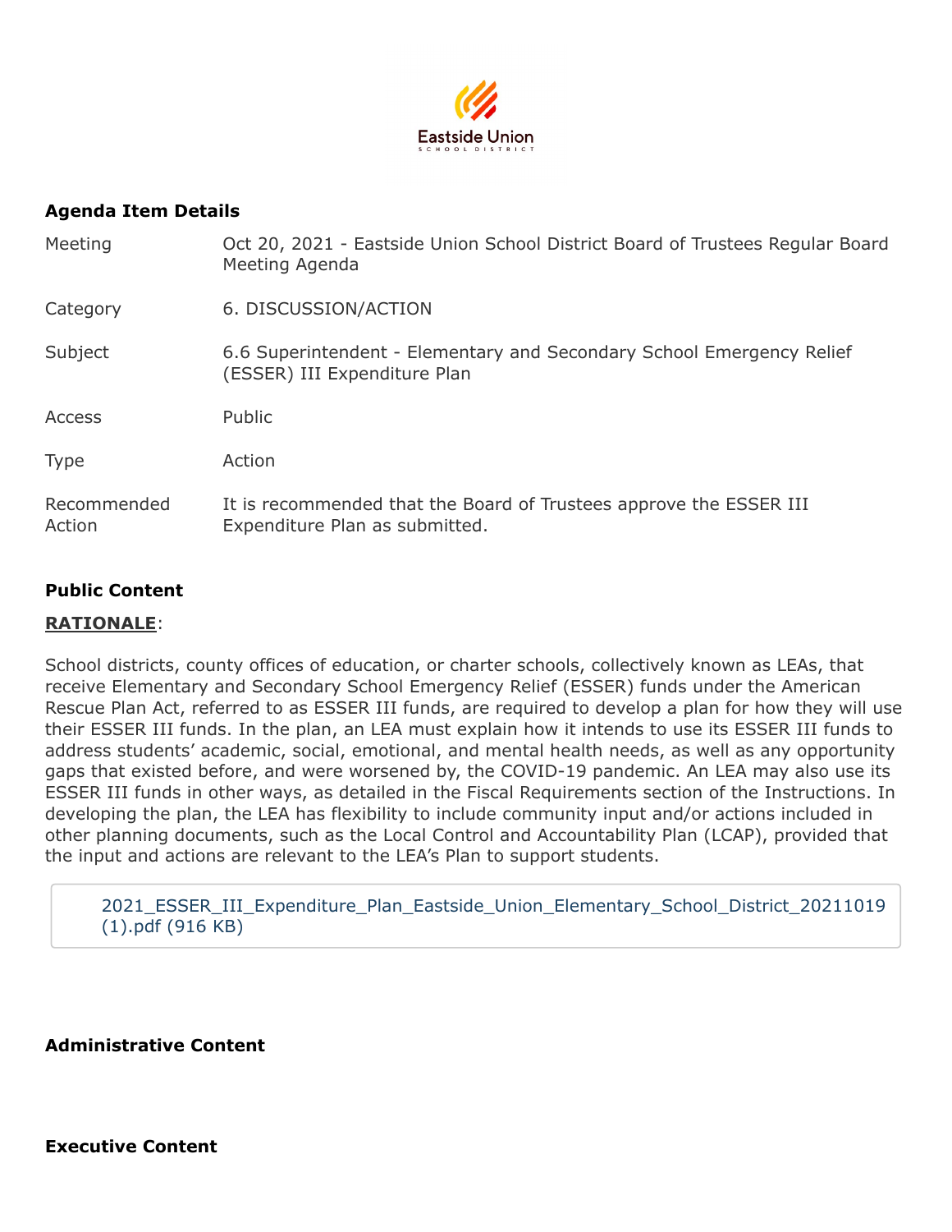Eastside Union
SCHOOL DISTRICT

**Agenda Item Details**

| | |
|---|---|
| Meeting | Oct 20, 2021 - Eastside Union School District Board of Trustees Regular Board Meeting Agenda |
| Category | 6. DISCUSSION/ACTION |
| Subject | 6.6 Superintendent - Elementary and Secondary School Emergency Relief (ESSER) III Expenditure Plan |
| Access | Public |
| Type | Action |
| Recommended Action | It is recommended that the Board of Trustees approve the ESSER III Expenditure Plan as submitted. |

**Public Content**

**RATIONALE**:

School districts, county offices of education, or charter schools, collectively known as LEAs, that receive Elementary and Secondary School Emergency Relief (ESSER) funds under the American Rescue Plan Act, referred to as ESSER III funds, are required to develop a plan for how they will use their ESSER III funds. In the plan, an LEA must explain how it intends to use its ESSER III funds to address students' academic, social, emotional, and mental health needs, as well as any opportunity gaps that existed before, and were worsened by, the COVID-19 pandemic. An LEA may also use its ESSER III funds in other ways, as detailed in the Fiscal Requirements section of the Instructions. In developing the plan, the LEA has flexibility to include community input and/or actions included in other planning documents, such as the Local Control and Accountability Plan (LCAP), provided that the input and actions are relevant to the LEA's Plan to support students.

2021_ESSER_III_Expenditure_Plan_Eastside_Union_Elementary_School_District_20211019 (1).pdf (916 KB)

**Administrative Content**

**Executive Content**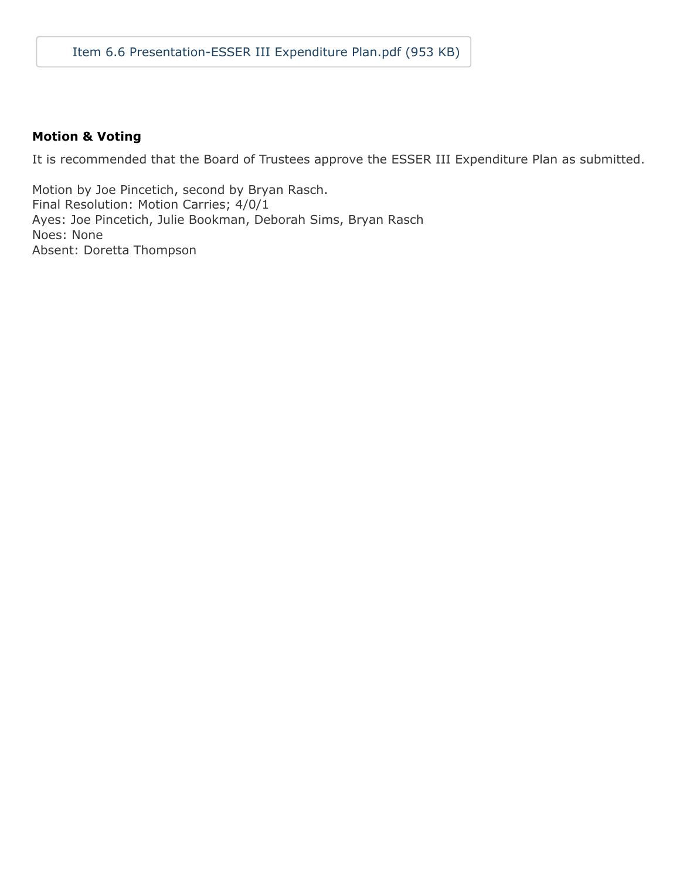Item 6.6 Presentation-ESSER III Expenditure Plan.pdf (953 KB)

**Motion & Voting**

It is recommended that the Board of Trustees approve the ESSER III Expenditure Plan as submitted.

Motion by Joe Pincetich, second by Bryan Rasch.
Final Resolution: Motion Carries; 4/0/1
Ayes: Joe Pincetich, Julie Bookman, Deborah Sims, Bryan Rasch
Noes: None
Absent: Doretta Thompson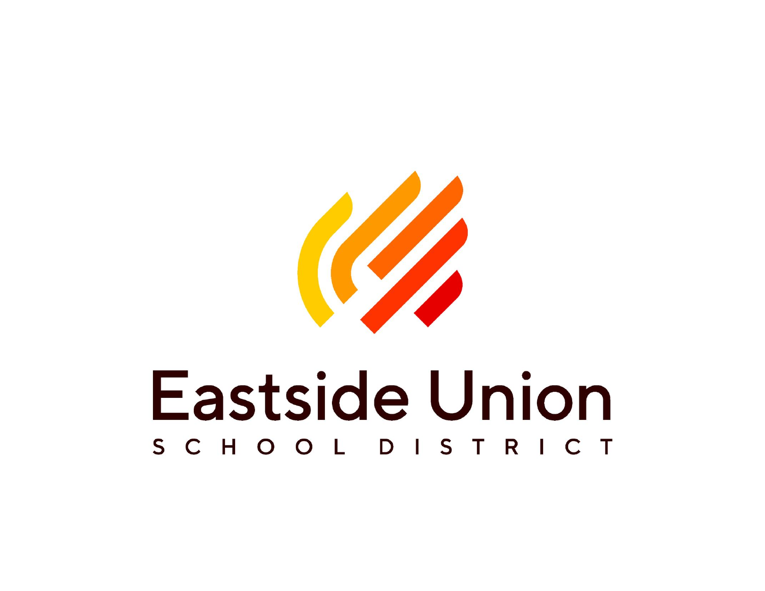# Eastside Union

SCHOOL DISTRICT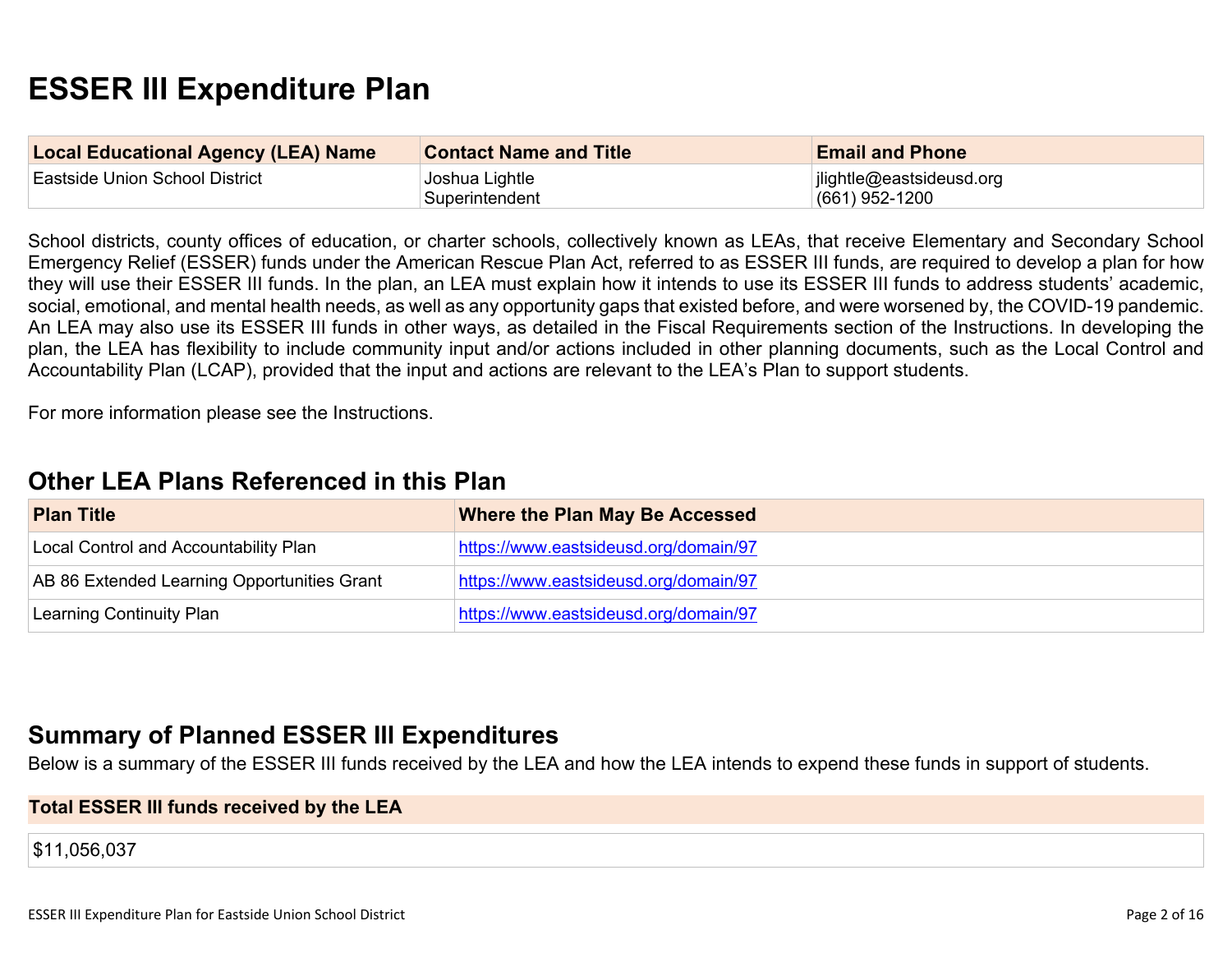# ESSER III Expenditure Plan

| Local Educational Agency (LEA) Name | Contact Name and Title | Email and Phone |
|---|---|---|
| Eastside Union School District | Joshua Lightle<br>Superintendent | jlightle@eastsideusd.org<br>(661) 952-1200 |

School districts, county offices of education, or charter schools, collectively known as LEAs, that receive Elementary and Secondary School Emergency Relief (ESSER) funds under the American Rescue Plan Act, referred to as ESSER III funds, are required to develop a plan for how they will use their ESSER III funds. In the plan, an LEA must explain how it intends to use its ESSER III funds to address students' academic, social, emotional, and mental health needs, as well as any opportunity gaps that existed before, and were worsened by, the COVID-19 pandemic. An LEA may also use its ESSER III funds in other ways, as detailed in the Fiscal Requirements section of the Instructions. In developing the plan, the LEA has flexibility to include community input and/or actions included in other planning documents, such as the Local Control and Accountability Plan (LCAP), provided that the input and actions are relevant to the LEA's Plan to support students.

For more information please see the Instructions.

## Other LEA Plans Referenced in this Plan

| Plan Title | Where the Plan May Be Accessed |
|---|---|
| Local Control and Accountability Plan | https://www.eastsideusd.org/domain/97 |
| AB 86 Extended Learning Opportunities Grant | https://www.eastsideusd.org/domain/97 |
| Learning Continuity Plan | https://www.eastsideusd.org/domain/97 |

## Summary of Planned ESSER III Expenditures

Below is a summary of the ESSER III funds received by the LEA and how the LEA intends to expend these funds in support of students.

| Total ESSER III funds received by the LEA |
|---|
| $11,056,037 |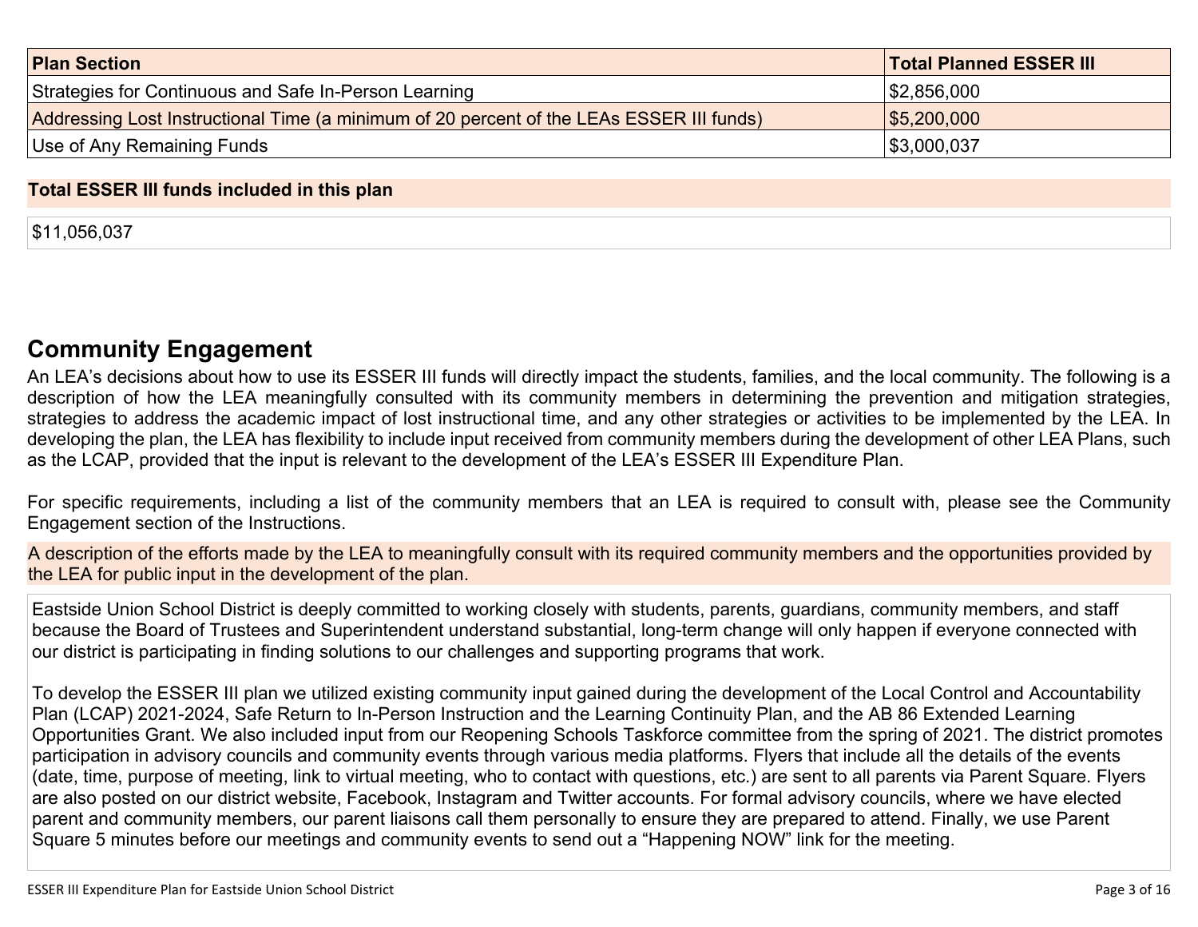| Plan Section | Total Planned ESSER III |
| --- | --- |
| Strategies for Continuous and Safe In-Person Learning | $2,856,000 |
| Addressing Lost Instructional Time (a minimum of 20 percent of the LEAs ESSER III funds) | $5,200,000 |
| Use of Any Remaining Funds | $3,000,037 |

| Total ESSER III funds included in this plan |
| --- |
| $11,056,037 |

## Community Engagement

An LEA's decisions about how to use its ESSER III funds will directly impact the students, families, and the local community. The following is a description of how the LEA meaningfully consulted with its community members in determining the prevention and mitigation strategies, strategies to address the academic impact of lost instructional time, and any other strategies or activities to be implemented by the LEA. In developing the plan, the LEA has flexibility to include input received from community members during the development of other LEA Plans, such as the LCAP, provided that the input is relevant to the development of the LEA's ESSER III Expenditure Plan.

For specific requirements, including a list of the community members that an LEA is required to consult with, please see the Community Engagement section of the Instructions.

**A description of the efforts made by the LEA to meaningfully consult with its required community members and the opportunities provided by the LEA for public input in the development of the plan.**

Eastside Union School District is deeply committed to working closely with students, parents, guardians, community members, and staff because the Board of Trustees and Superintendent understand substantial, long-term change will only happen if everyone connected with our district is participating in finding solutions to our challenges and supporting programs that work.

To develop the ESSER III plan we utilized existing community input gained during the development of the Local Control and Accountability Plan (LCAP) 2021-2024, Safe Return to In-Person Instruction and the Learning Continuity Plan, and the AB 86 Extended Learning Opportunities Grant. We also included input from our Reopening Schools Taskforce committee from the spring of 2021. The district promotes participation in advisory councils and community events through various media platforms. Flyers that include all the details of the events (date, time, purpose of meeting, link to virtual meeting, who to contact with questions, etc.) are sent to all parents via Parent Square. Flyers are also posted on our district website, Facebook, Instagram and Twitter accounts. For formal advisory councils, where we have elected parent and community members, our parent liaisons call them personally to ensure they are prepared to attend. Finally, we use Parent Square 5 minutes before our meetings and community events to send out a "Happening NOW" link for the meeting.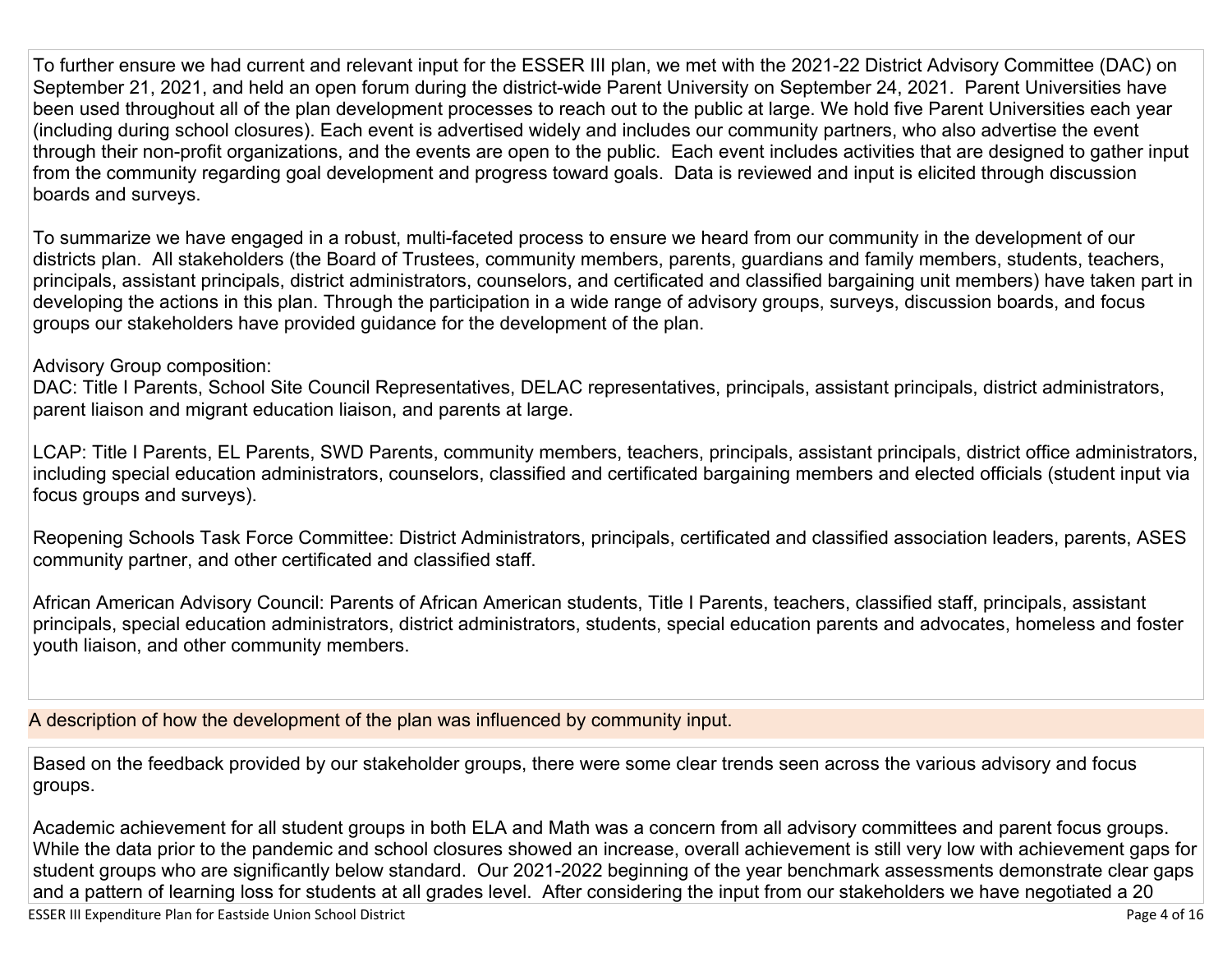To further ensure we had current and relevant input for the ESSER III plan, we met with the 2021-22 District Advisory Committee (DAC) on September 21, 2021, and held an open forum during the district-wide Parent University on September 24, 2021. Parent Universities have been used throughout all of the plan development processes to reach out to the public at large. We hold five Parent Universities each year (including during school closures). Each event is advertised widely and includes our community partners, who also advertise the event through their non-profit organizations, and the events are open to the public. Each event includes activities that are designed to gather input from the community regarding goal development and progress toward goals. Data is reviewed and input is elicited through discussion boards and surveys.

To summarize we have engaged in a robust, multi-faceted process to ensure we heard from our community in the development of our districts plan. All stakeholders (the Board of Trustees, community members, parents, guardians and family members, students, teachers, principals, assistant principals, district administrators, counselors, and certificated and classified bargaining unit members) have taken part in developing the actions in this plan. Through the participation in a wide range of advisory groups, surveys, discussion boards, and focus groups our stakeholders have provided guidance for the development of the plan.

Advisory Group composition:
DAC: Title I Parents, School Site Council Representatives, DELAC representatives, principals, assistant principals, district administrators, parent liaison and migrant education liaison, and parents at large.

LCAP: Title I Parents, EL Parents, SWD Parents, community members, teachers, principals, assistant principals, district office administrators, including special education administrators, counselors, classified and certificated bargaining members and elected officials (student input via focus groups and surveys).

Reopening Schools Task Force Committee: District Administrators, principals, certificated and classified association leaders, parents, ASES community partner, and other certificated and classified staff.

African American Advisory Council: Parents of African American students, Title I Parents, teachers, classified staff, principals, assistant principals, special education administrators, district administrators, students, special education parents and advocates, homeless and foster youth liaison, and other community members.

A description of how the development of the plan was influenced by community input.

Based on the feedback provided by our stakeholder groups, there were some clear trends seen across the various advisory and focus groups.

Academic achievement for all student groups in both ELA and Math was a concern from all advisory committees and parent focus groups. While the data prior to the pandemic and school closures showed an increase, overall achievement is still very low with achievement gaps for student groups who are significantly below standard. Our 2021-2022 beginning of the year benchmark assessments demonstrate clear gaps and a pattern of learning loss for students at all grades level. After considering the input from our stakeholders we have negotiated a 20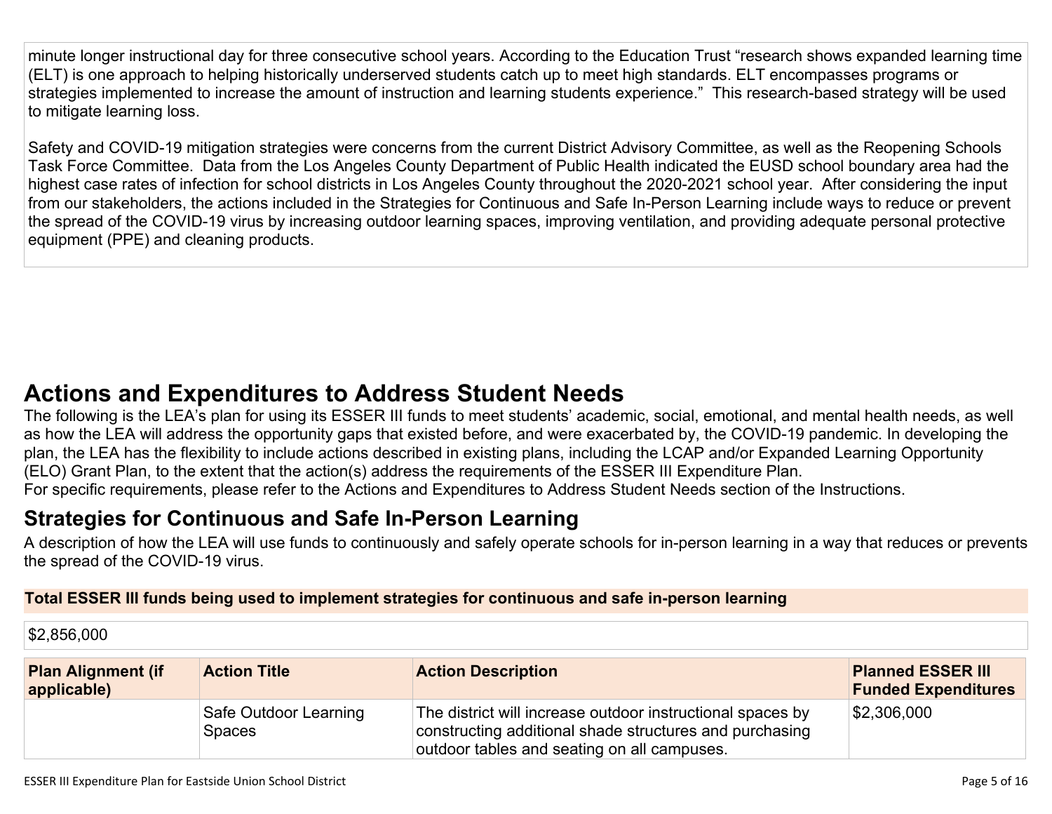minute longer instructional day for three consecutive school years. According to the Education Trust "research shows expanded learning time (ELT) is one approach to helping historically underserved students catch up to meet high standards. ELT encompasses programs or strategies implemented to increase the amount of instruction and learning students experience." This research-based strategy will be used to mitigate learning loss.

Safety and COVID-19 mitigation strategies were concerns from the current District Advisory Committee, as well as the Reopening Schools Task Force Committee. Data from the Los Angeles County Department of Public Health indicated the EUSD school boundary area had the highest case rates of infection for school districts in Los Angeles County throughout the 2020-2021 school year. After considering the input from our stakeholders, the actions included in the Strategies for Continuous and Safe In-Person Learning include ways to reduce or prevent the spread of the COVID-19 virus by increasing outdoor learning spaces, improving ventilation, and providing adequate personal protective equipment (PPE) and cleaning products.

# Actions and Expenditures to Address Student Needs

The following is the LEA's plan for using its ESSER III funds to meet students' academic, social, emotional, and mental health needs, as well as how the LEA will address the opportunity gaps that existed before, and were exacerbated by, the COVID-19 pandemic. In developing the plan, the LEA has the flexibility to include actions described in existing plans, including the LCAP and/or Expanded Learning Opportunity (ELO) Grant Plan, to the extent that the action(s) address the requirements of the ESSER III Expenditure Plan.
For specific requirements, please refer to the Actions and Expenditures to Address Student Needs section of the Instructions.

## Strategies for Continuous and Safe In-Person Learning

A description of how the LEA will use funds to continuously and safely operate schools for in-person learning in a way that reduces or prevents the spread of the COVID-19 virus.

**Total ESSER III funds being used to implement strategies for continuous and safe in-person learning**

$2,856,000

| Plan Alignment (if applicable) | Action Title | Action Description | Planned ESSER III Funded Expenditures |
|---|---|---|---|
| | Safe Outdoor Learning Spaces | The district will increase outdoor instructional spaces by constructing additional shade structures and purchasing outdoor tables and seating on all campuses. | $2,306,000 |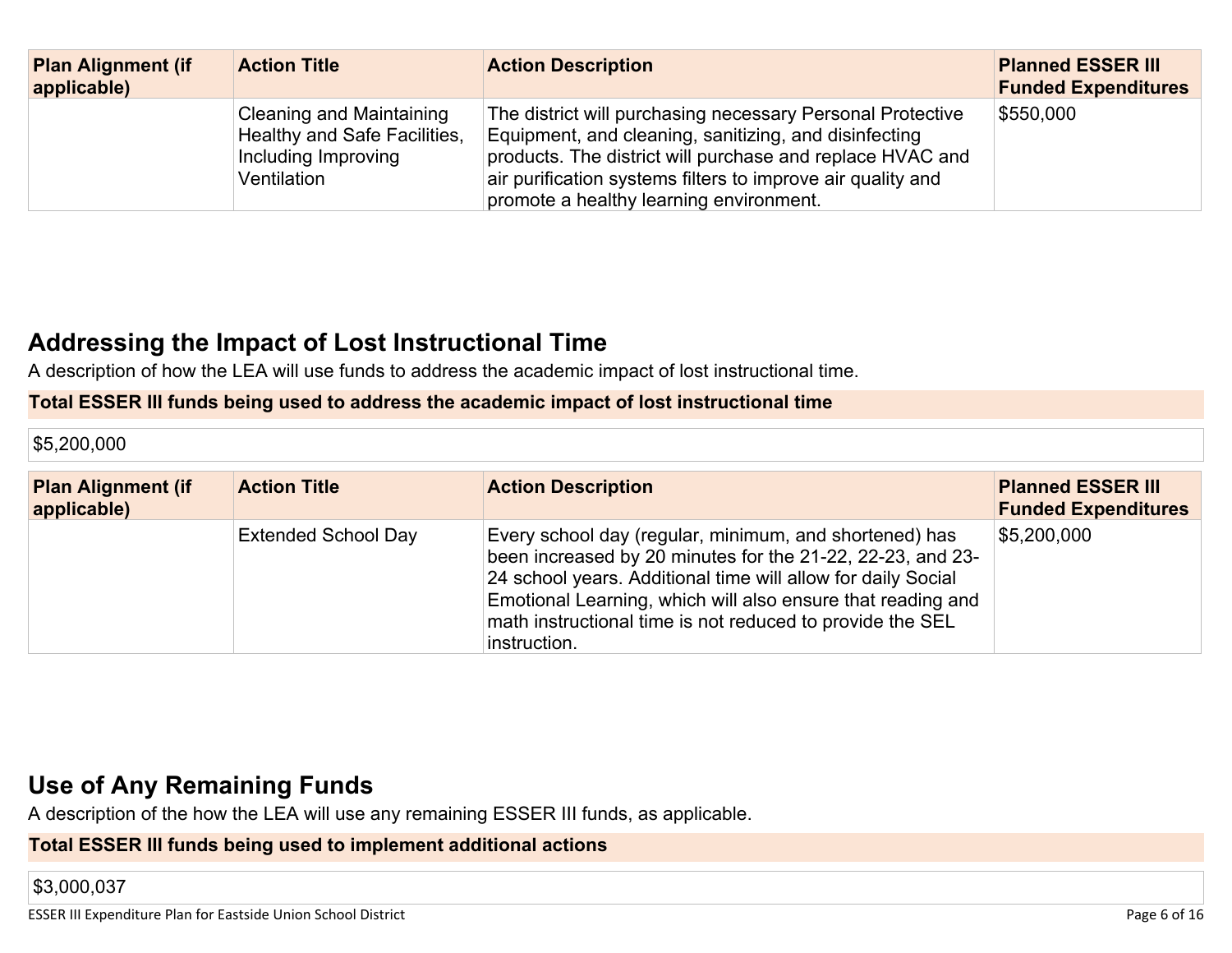| Plan Alignment (if applicable) | Action Title | Action Description | Planned ESSER III Funded Expenditures |
|---|---|---|---|
| | Cleaning and Maintaining Healthy and Safe Facilities, Including Improving Ventilation | The district will purchasing necessary Personal Protective Equipment, and cleaning, sanitizing, and disinfecting products. The district will purchase and replace HVAC and air purification systems filters to improve air quality and promote a healthy learning environment. | $550,000 |

## Addressing the Impact of Lost Instructional Time

A description of how the LEA will use funds to address the academic impact of lost instructional time.

**Total ESSER III funds being used to address the academic impact of lost instructional time**

$5,200,000

| Plan Alignment (if applicable) | Action Title | Action Description | Planned ESSER III Funded Expenditures |
|---|---|---|---|
| | Extended School Day | Every school day (regular, minimum, and shortened) has been increased by 20 minutes for the 21-22, 22-23, and 23-24 school years. Additional time will allow for daily Social Emotional Learning, which will also ensure that reading and math instructional time is not reduced to provide the SEL instruction. | $5,200,000 |

## Use of Any Remaining Funds

A description of the how the LEA will use any remaining ESSER III funds, as applicable.

**Total ESSER III funds being used to implement additional actions**

$3,000,037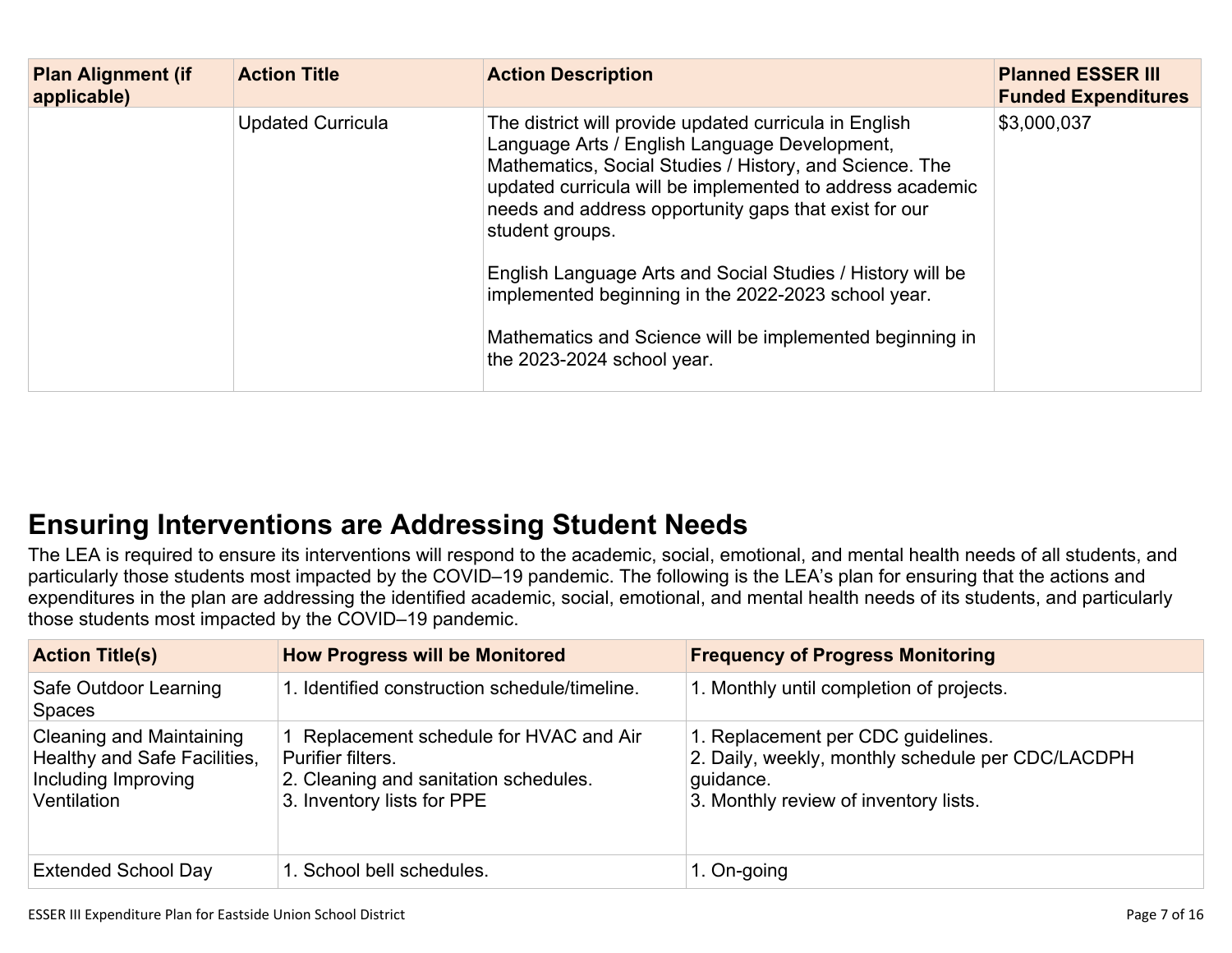| Plan Alignment (if applicable) | Action Title | Action Description | Planned ESSER III Funded Expenditures |
|---|---|---|---|
| | Updated Curricula | The district will provide updated curricula in English Language Arts / English Language Development, Mathematics, Social Studies / History, and Science. The updated curricula will be implemented to address academic needs and address opportunity gaps that exist for our student groups.<br><br>English Language Arts and Social Studies / History will be implemented beginning in the 2022-2023 school year.<br><br>Mathematics and Science will be implemented beginning in the 2023-2024 school year. | $3,000,037 |

## Ensuring Interventions are Addressing Student Needs

The LEA is required to ensure its interventions will respond to the academic, social, emotional, and mental health needs of all students, and particularly those students most impacted by the COVID–19 pandemic. The following is the LEA's plan for ensuring that the actions and expenditures in the plan are addressing the identified academic, social, emotional, and mental health needs of its students, and particularly those students most impacted by the COVID–19 pandemic.

| Action Title(s) | How Progress will be Monitored | Frequency of Progress Monitoring |
|---|---|---|
| Safe Outdoor Learning Spaces | 1. Identified construction schedule/timeline. | 1. Monthly until completion of projects. |
| Cleaning and Maintaining Healthy and Safe Facilities, Including Improving Ventilation | 1 Replacement schedule for HVAC and Air Purifier filters.<br>2. Cleaning and sanitation schedules.<br>3. Inventory lists for PPE | 1. Replacement per CDC guidelines.<br>2. Daily, weekly, monthly schedule per CDC/LACDPH guidance.<br>3. Monthly review of inventory lists. |
| Extended School Day | 1. School bell schedules. | 1. On-going |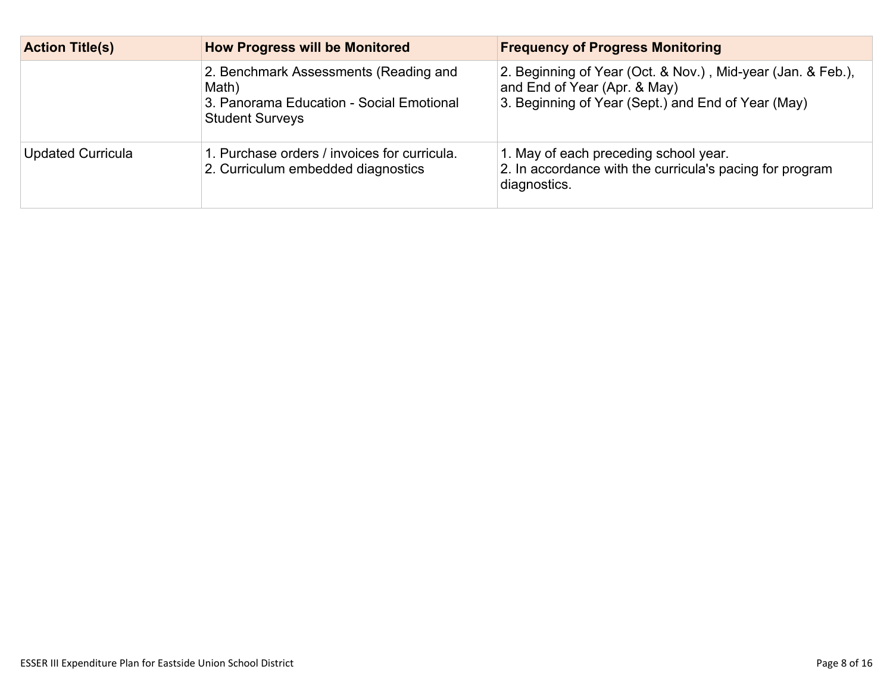| Action Title(s) | How Progress will be Monitored | Frequency of Progress Monitoring |
| --- | --- | --- |
| | 2. Benchmark Assessments (Reading and Math)<br>3. Panorama Education - Social Emotional Student Surveys | 2. Beginning of Year (Oct. & Nov.) , Mid-year (Jan. & Feb.), and End of Year (Apr. & May)<br>3. Beginning of Year (Sept.) and End of Year (May) |
| Updated Curricula | 1. Purchase orders / invoices for curricula.<br>2. Curriculum embedded diagnostics | 1. May of each preceding school year.<br>2. In accordance with the curricula's pacing for program diagnostics. |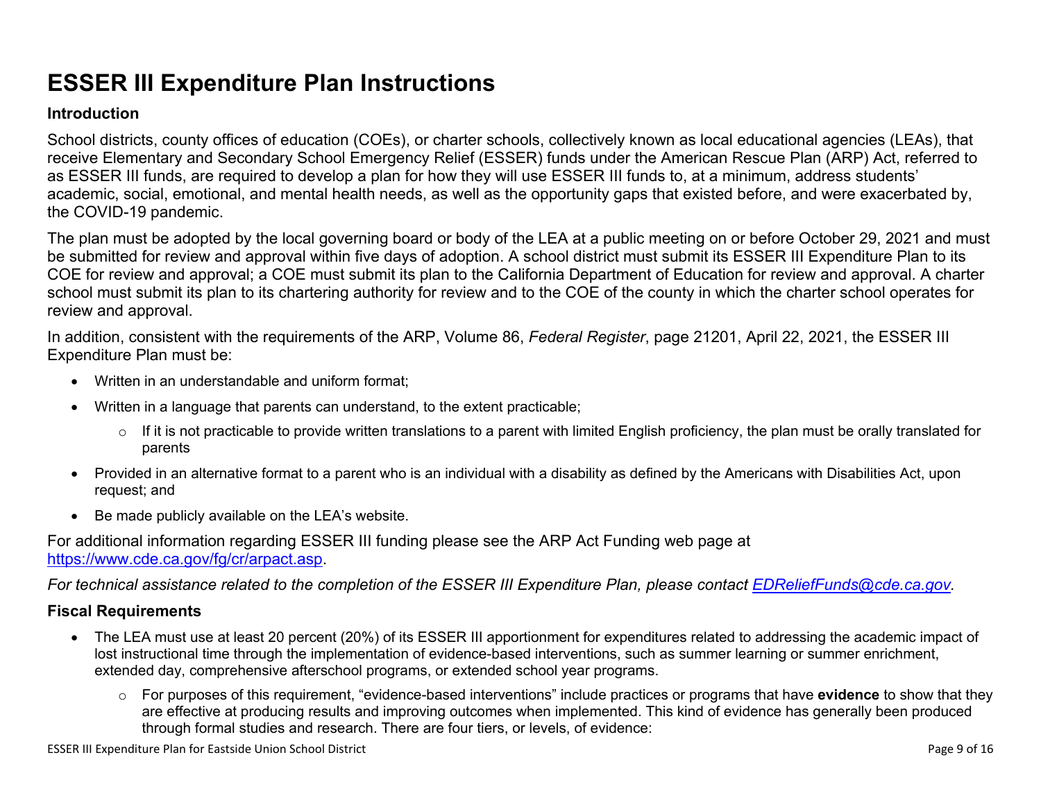# ESSER III Expenditure Plan Instructions

## Introduction

School districts, county offices of education (COEs), or charter schools, collectively known as local educational agencies (LEAs), that receive Elementary and Secondary School Emergency Relief (ESSER) funds under the American Rescue Plan (ARP) Act, referred to as ESSER III funds, are required to develop a plan for how they will use ESSER III funds to, at a minimum, address students' academic, social, emotional, and mental health needs, as well as the opportunity gaps that existed before, and were exacerbated by, the COVID-19 pandemic.

The plan must be adopted by the local governing board or body of the LEA at a public meeting on or before October 29, 2021 and must be submitted for review and approval within five days of adoption. A school district must submit its ESSER III Expenditure Plan to its COE for review and approval; a COE must submit its plan to the California Department of Education for review and approval. A charter school must submit its plan to its chartering authority for review and to the COE of the county in which the charter school operates for review and approval.

In addition, consistent with the requirements of the ARP, Volume 86, *Federal Register*, page 21201, April 22, 2021, the ESSER III Expenditure Plan must be:

- Written in an understandable and uniform format;
- Written in a language that parents can understand, to the extent practicable;
  - If it is not practicable to provide written translations to a parent with limited English proficiency, the plan must be orally translated for parents
- Provided in an alternative format to a parent who is an individual with a disability as defined by the Americans with Disabilities Act, upon request; and
- Be made publicly available on the LEA's website.

For additional information regarding ESSER III funding please see the ARP Act Funding web page at https://www.cde.ca.gov/fg/cr/arpact.asp.

*For technical assistance related to the completion of the ESSER III Expenditure Plan, please contact EDReliefFunds@cde.ca.gov.*

## Fiscal Requirements

- The LEA must use at least 20 percent (20%) of its ESSER III apportionment for expenditures related to addressing the academic impact of lost instructional time through the implementation of evidence-based interventions, such as summer learning or summer enrichment, extended day, comprehensive afterschool programs, or extended school year programs.
  - For purposes of this requirement, "evidence-based interventions" include practices or programs that have **evidence** to show that they are effective at producing results and improving outcomes when implemented. This kind of evidence has generally been produced through formal studies and research. There are four tiers, or levels, of evidence: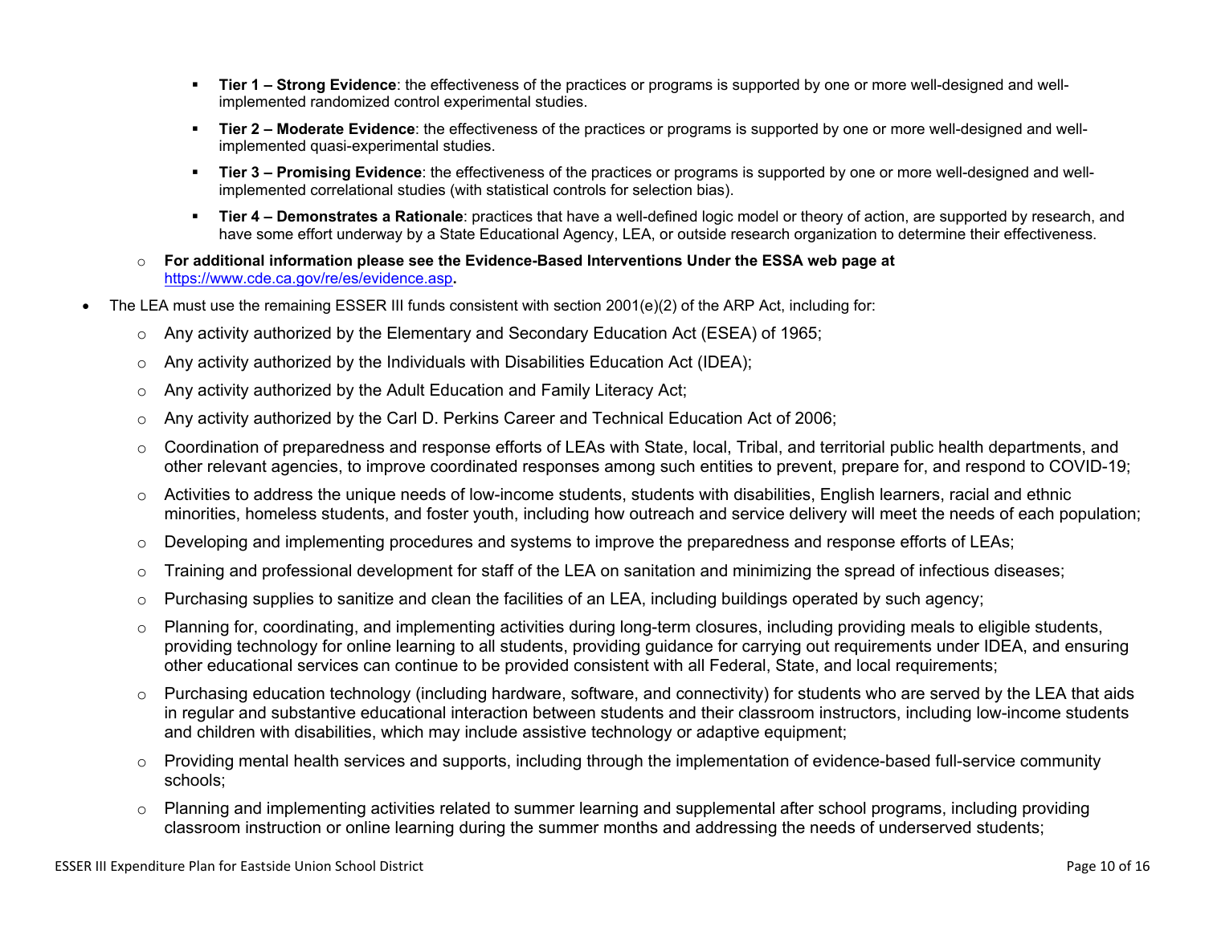- **Tier 1 – Strong Evidence**: the effectiveness of the practices or programs is supported by one or more well-designed and well-implemented randomized control experimental studies.
    - **Tier 2 – Moderate Evidence**: the effectiveness of the practices or programs is supported by one or more well-designed and well-implemented quasi-experimental studies.
    - **Tier 3 – Promising Evidence**: the effectiveness of the practices or programs is supported by one or more well-designed and well-implemented correlational studies (with statistical controls for selection bias).
    - **Tier 4 – Demonstrates a Rationale**: practices that have a well-defined logic model or theory of action, are supported by research, and have some effort underway by a State Educational Agency, LEA, or outside research organization to determine their effectiveness.
  - **For additional information please see the Evidence-Based Interventions Under the ESSA web page at** https://www.cde.ca.gov/re/es/evidence.asp**.**
- The LEA must use the remaining ESSER III funds consistent with section 2001(e)(2) of the ARP Act, including for:
  - Any activity authorized by the Elementary and Secondary Education Act (ESEA) of 1965;
  - Any activity authorized by the Individuals with Disabilities Education Act (IDEA);
  - Any activity authorized by the Adult Education and Family Literacy Act;
  - Any activity authorized by the Carl D. Perkins Career and Technical Education Act of 2006;
  - Coordination of preparedness and response efforts of LEAs with State, local, Tribal, and territorial public health departments, and other relevant agencies, to improve coordinated responses among such entities to prevent, prepare for, and respond to COVID-19;
  - Activities to address the unique needs of low-income students, students with disabilities, English learners, racial and ethnic minorities, homeless students, and foster youth, including how outreach and service delivery will meet the needs of each population;
  - Developing and implementing procedures and systems to improve the preparedness and response efforts of LEAs;
  - Training and professional development for staff of the LEA on sanitation and minimizing the spread of infectious diseases;
  - Purchasing supplies to sanitize and clean the facilities of an LEA, including buildings operated by such agency;
  - Planning for, coordinating, and implementing activities during long-term closures, including providing meals to eligible students, providing technology for online learning to all students, providing guidance for carrying out requirements under IDEA, and ensuring other educational services can continue to be provided consistent with all Federal, State, and local requirements;
  - Purchasing education technology (including hardware, software, and connectivity) for students who are served by the LEA that aids in regular and substantive educational interaction between students and their classroom instructors, including low-income students and children with disabilities, which may include assistive technology or adaptive equipment;
  - Providing mental health services and supports, including through the implementation of evidence-based full-service community schools;
  - Planning and implementing activities related to summer learning and supplemental after school programs, including providing classroom instruction or online learning during the summer months and addressing the needs of underserved students;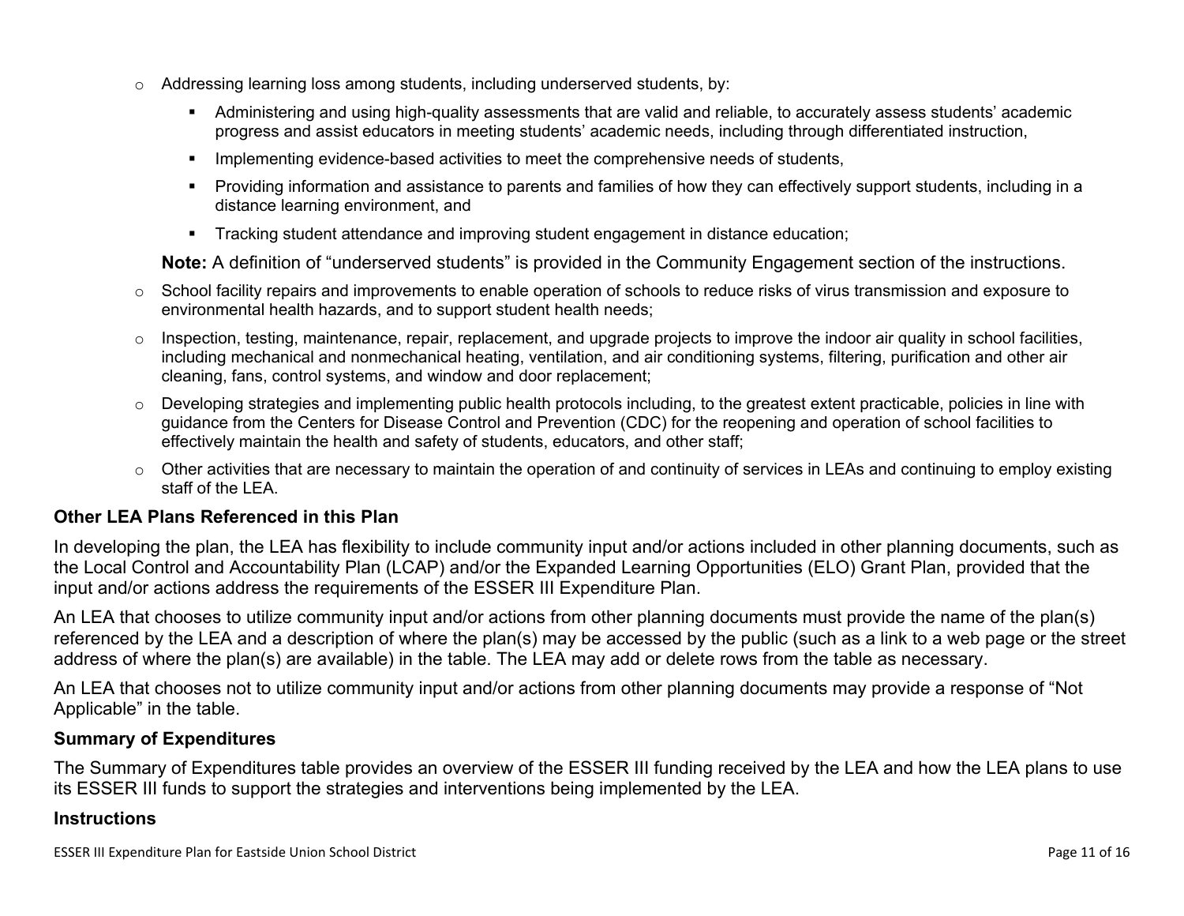- Addressing learning loss among students, including underserved students, by:
  - Administering and using high-quality assessments that are valid and reliable, to accurately assess students' academic progress and assist educators in meeting students' academic needs, including through differentiated instruction,
  - Implementing evidence-based activities to meet the comprehensive needs of students,
  - Providing information and assistance to parents and families of how they can effectively support students, including in a distance learning environment, and
  - Tracking student attendance and improving student engagement in distance education;

  **Note:** A definition of "underserved students" is provided in the Community Engagement section of the instructions.
- School facility repairs and improvements to enable operation of schools to reduce risks of virus transmission and exposure to environmental health hazards, and to support student health needs;
- Inspection, testing, maintenance, repair, replacement, and upgrade projects to improve the indoor air quality in school facilities, including mechanical and nonmechanical heating, ventilation, and air conditioning systems, filtering, purification and other air cleaning, fans, control systems, and window and door replacement;
- Developing strategies and implementing public health protocols including, to the greatest extent practicable, policies in line with guidance from the Centers for Disease Control and Prevention (CDC) for the reopening and operation of school facilities to effectively maintain the health and safety of students, educators, and other staff;
- Other activities that are necessary to maintain the operation of and continuity of services in LEAs and continuing to employ existing staff of the LEA.

### Other LEA Plans Referenced in this Plan

In developing the plan, the LEA has flexibility to include community input and/or actions included in other planning documents, such as the Local Control and Accountability Plan (LCAP) and/or the Expanded Learning Opportunities (ELO) Grant Plan, provided that the input and/or actions address the requirements of the ESSER III Expenditure Plan.

An LEA that chooses to utilize community input and/or actions from other planning documents must provide the name of the plan(s) referenced by the LEA and a description of where the plan(s) may be accessed by the public (such as a link to a web page or the street address of where the plan(s) are available) in the table. The LEA may add or delete rows from the table as necessary.

An LEA that chooses not to utilize community input and/or actions from other planning documents may provide a response of "Not Applicable" in the table.

### Summary of Expenditures

The Summary of Expenditures table provides an overview of the ESSER III funding received by the LEA and how the LEA plans to use its ESSER III funds to support the strategies and interventions being implemented by the LEA.

### Instructions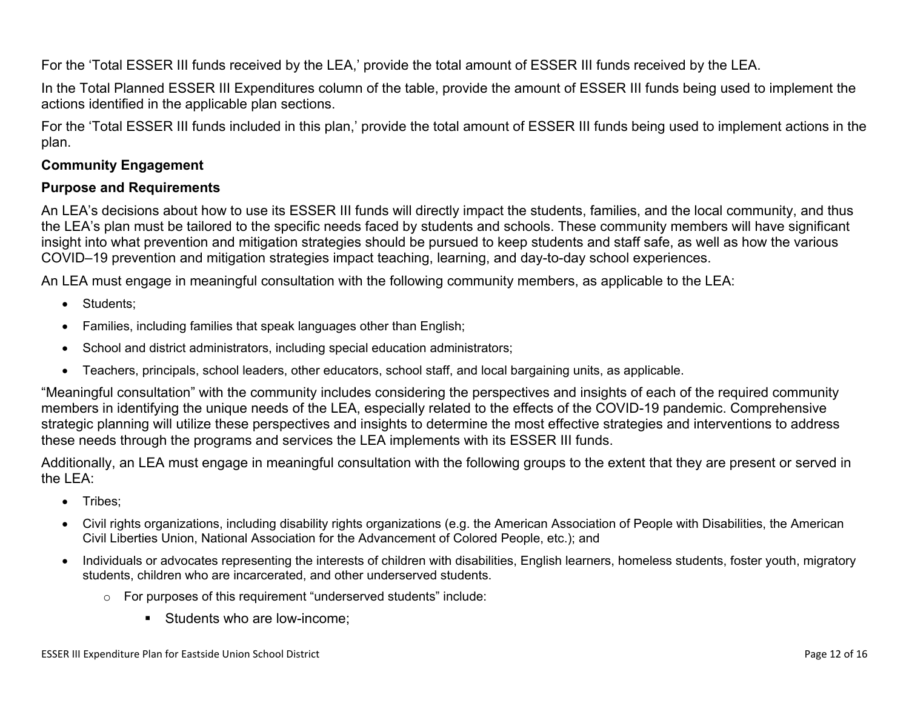For the 'Total ESSER III funds received by the LEA,' provide the total amount of ESSER III funds received by the LEA.

In the Total Planned ESSER III Expenditures column of the table, provide the amount of ESSER III funds being used to implement the actions identified in the applicable plan sections.

For the 'Total ESSER III funds included in this plan,' provide the total amount of ESSER III funds being used to implement actions in the plan.

**Community Engagement**

**Purpose and Requirements**

An LEA's decisions about how to use its ESSER III funds will directly impact the students, families, and the local community, and thus the LEA's plan must be tailored to the specific needs faced by students and schools. These community members will have significant insight into what prevention and mitigation strategies should be pursued to keep students and staff safe, as well as how the various COVID–19 prevention and mitigation strategies impact teaching, learning, and day-to-day school experiences.

An LEA must engage in meaningful consultation with the following community members, as applicable to the LEA:

- Students;
- Families, including families that speak languages other than English;
- School and district administrators, including special education administrators;
- Teachers, principals, school leaders, other educators, school staff, and local bargaining units, as applicable.

"Meaningful consultation" with the community includes considering the perspectives and insights of each of the required community members in identifying the unique needs of the LEA, especially related to the effects of the COVID-19 pandemic. Comprehensive strategic planning will utilize these perspectives and insights to determine the most effective strategies and interventions to address these needs through the programs and services the LEA implements with its ESSER III funds.

Additionally, an LEA must engage in meaningful consultation with the following groups to the extent that they are present or served in the LEA:

- Tribes;
- Civil rights organizations, including disability rights organizations (e.g. the American Association of People with Disabilities, the American Civil Liberties Union, National Association for the Advancement of Colored People, etc.); and
- Individuals or advocates representing the interests of children with disabilities, English learners, homeless students, foster youth, migratory students, children who are incarcerated, and other underserved students.
  - For purposes of this requirement "underserved students" include:
    - Students who are low-income;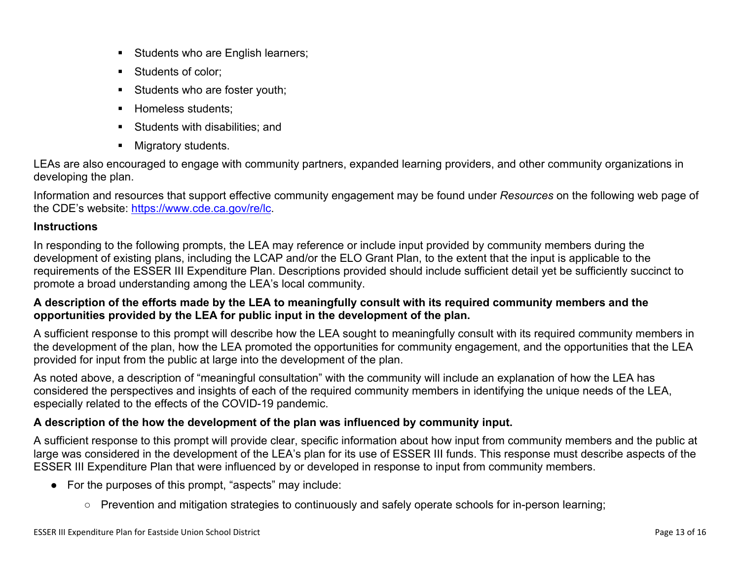- Students who are English learners;
- Students of color;
- Students who are foster youth;
- Homeless students;
- Students with disabilities; and
- Migratory students.

LEAs are also encouraged to engage with community partners, expanded learning providers, and other community organizations in developing the plan.

Information and resources that support effective community engagement may be found under *Resources* on the following web page of the CDE's website: https://www.cde.ca.gov/re/lc.

**Instructions**

In responding to the following prompts, the LEA may reference or include input provided by community members during the development of existing plans, including the LCAP and/or the ELO Grant Plan, to the extent that the input is applicable to the requirements of the ESSER III Expenditure Plan. Descriptions provided should include sufficient detail yet be sufficiently succinct to promote a broad understanding among the LEA's local community.

**A description of the efforts made by the LEA to meaningfully consult with its required community members and the opportunities provided by the LEA for public input in the development of the plan.**

A sufficient response to this prompt will describe how the LEA sought to meaningfully consult with its required community members in the development of the plan, how the LEA promoted the opportunities for community engagement, and the opportunities that the LEA provided for input from the public at large into the development of the plan.

As noted above, a description of "meaningful consultation" with the community will include an explanation of how the LEA has considered the perspectives and insights of each of the required community members in identifying the unique needs of the LEA, especially related to the effects of the COVID-19 pandemic.

**A description of the how the development of the plan was influenced by community input.**

A sufficient response to this prompt will provide clear, specific information about how input from community members and the public at large was considered in the development of the LEA's plan for its use of ESSER III funds. This response must describe aspects of the ESSER III Expenditure Plan that were influenced by or developed in response to input from community members.

- For the purposes of this prompt, "aspects" may include:
  - Prevention and mitigation strategies to continuously and safely operate schools for in-person learning;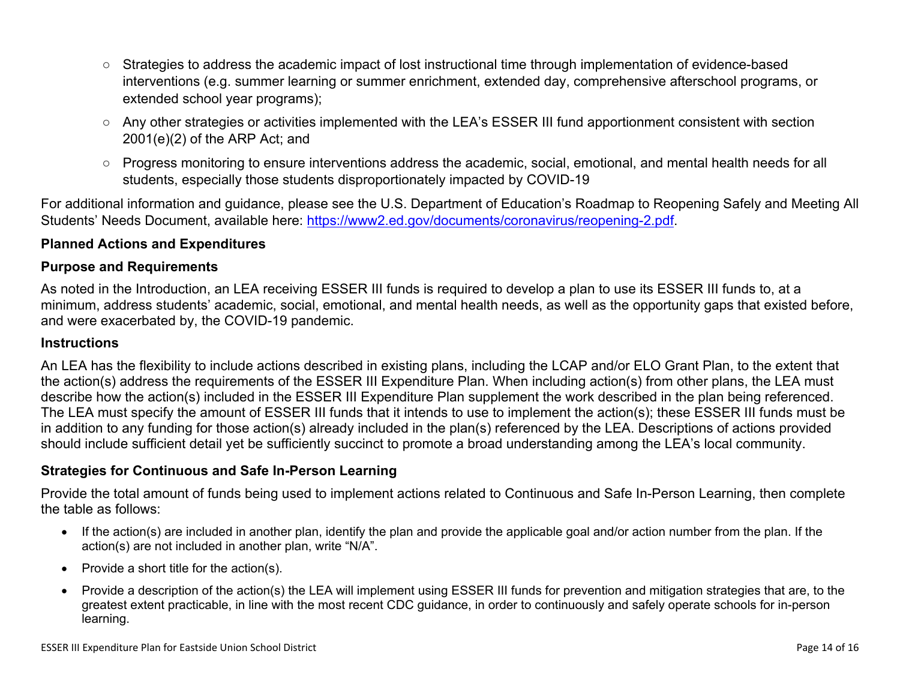- Strategies to address the academic impact of lost instructional time through implementation of evidence-based interventions (e.g. summer learning or summer enrichment, extended day, comprehensive afterschool programs, or extended school year programs);
- Any other strategies or activities implemented with the LEA's ESSER III fund apportionment consistent with section 2001(e)(2) of the ARP Act; and
- Progress monitoring to ensure interventions address the academic, social, emotional, and mental health needs for all students, especially those students disproportionately impacted by COVID-19

For additional information and guidance, please see the U.S. Department of Education's Roadmap to Reopening Safely and Meeting All Students' Needs Document, available here: https://www2.ed.gov/documents/coronavirus/reopening-2.pdf.

### Planned Actions and Expenditures

### Purpose and Requirements

As noted in the Introduction, an LEA receiving ESSER III funds is required to develop a plan to use its ESSER III funds to, at a minimum, address students' academic, social, emotional, and mental health needs, as well as the opportunity gaps that existed before, and were exacerbated by, the COVID-19 pandemic.

### Instructions

An LEA has the flexibility to include actions described in existing plans, including the LCAP and/or ELO Grant Plan, to the extent that the action(s) address the requirements of the ESSER III Expenditure Plan. When including action(s) from other plans, the LEA must describe how the action(s) included in the ESSER III Expenditure Plan supplement the work described in the plan being referenced. The LEA must specify the amount of ESSER III funds that it intends to use to implement the action(s); these ESSER III funds must be in addition to any funding for those action(s) already included in the plan(s) referenced by the LEA. Descriptions of actions provided should include sufficient detail yet be sufficiently succinct to promote a broad understanding among the LEA's local community.

### Strategies for Continuous and Safe In-Person Learning

Provide the total amount of funds being used to implement actions related to Continuous and Safe In-Person Learning, then complete the table as follows:

- If the action(s) are included in another plan, identify the plan and provide the applicable goal and/or action number from the plan. If the action(s) are not included in another plan, write "N/A".
- Provide a short title for the action(s).
- Provide a description of the action(s) the LEA will implement using ESSER III funds for prevention and mitigation strategies that are, to the greatest extent practicable, in line with the most recent CDC guidance, in order to continuously and safely operate schools for in-person learning.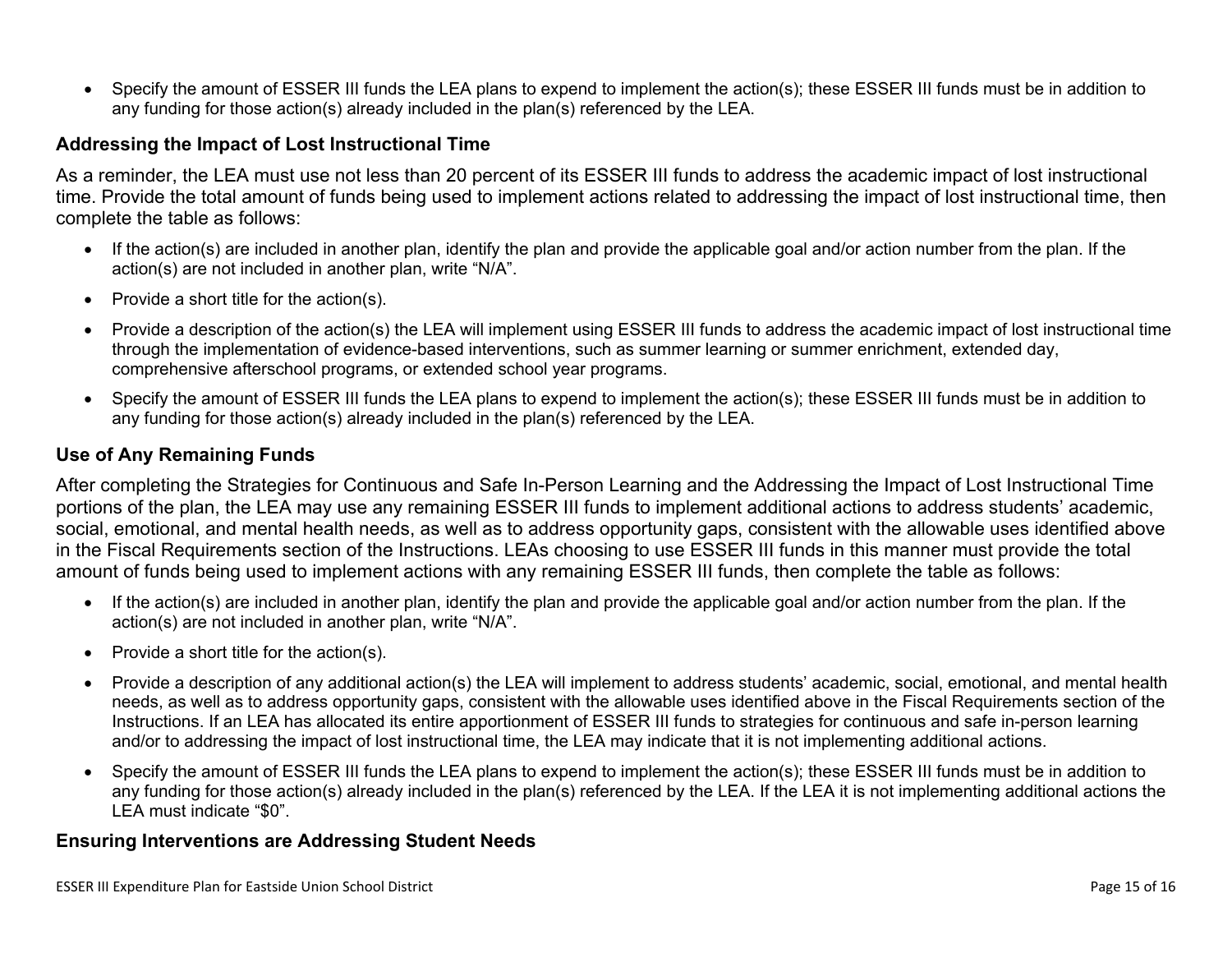- Specify the amount of ESSER III funds the LEA plans to expend to implement the action(s); these ESSER III funds must be in addition to any funding for those action(s) already included in the plan(s) referenced by the LEA.

### Addressing the Impact of Lost Instructional Time

As a reminder, the LEA must use not less than 20 percent of its ESSER III funds to address the academic impact of lost instructional time. Provide the total amount of funds being used to implement actions related to addressing the impact of lost instructional time, then complete the table as follows:

- If the action(s) are included in another plan, identify the plan and provide the applicable goal and/or action number from the plan. If the action(s) are not included in another plan, write "N/A".
- Provide a short title for the action(s).
- Provide a description of the action(s) the LEA will implement using ESSER III funds to address the academic impact of lost instructional time through the implementation of evidence-based interventions, such as summer learning or summer enrichment, extended day, comprehensive afterschool programs, or extended school year programs.
- Specify the amount of ESSER III funds the LEA plans to expend to implement the action(s); these ESSER III funds must be in addition to any funding for those action(s) already included in the plan(s) referenced by the LEA.

### Use of Any Remaining Funds

After completing the Strategies for Continuous and Safe In-Person Learning and the Addressing the Impact of Lost Instructional Time portions of the plan, the LEA may use any remaining ESSER III funds to implement additional actions to address students' academic, social, emotional, and mental health needs, as well as to address opportunity gaps, consistent with the allowable uses identified above in the Fiscal Requirements section of the Instructions. LEAs choosing to use ESSER III funds in this manner must provide the total amount of funds being used to implement actions with any remaining ESSER III funds, then complete the table as follows:

- If the action(s) are included in another plan, identify the plan and provide the applicable goal and/or action number from the plan. If the action(s) are not included in another plan, write "N/A".
- Provide a short title for the action(s).
- Provide a description of any additional action(s) the LEA will implement to address students' academic, social, emotional, and mental health needs, as well as to address opportunity gaps, consistent with the allowable uses identified above in the Fiscal Requirements section of the Instructions. If an LEA has allocated its entire apportionment of ESSER III funds to strategies for continuous and safe in-person learning and/or to addressing the impact of lost instructional time, the LEA may indicate that it is not implementing additional actions.
- Specify the amount of ESSER III funds the LEA plans to expend to implement the action(s); these ESSER III funds must be in addition to any funding for those action(s) already included in the plan(s) referenced by the LEA. If the LEA it is not implementing additional actions the LEA must indicate "$0".

### Ensuring Interventions are Addressing Student Needs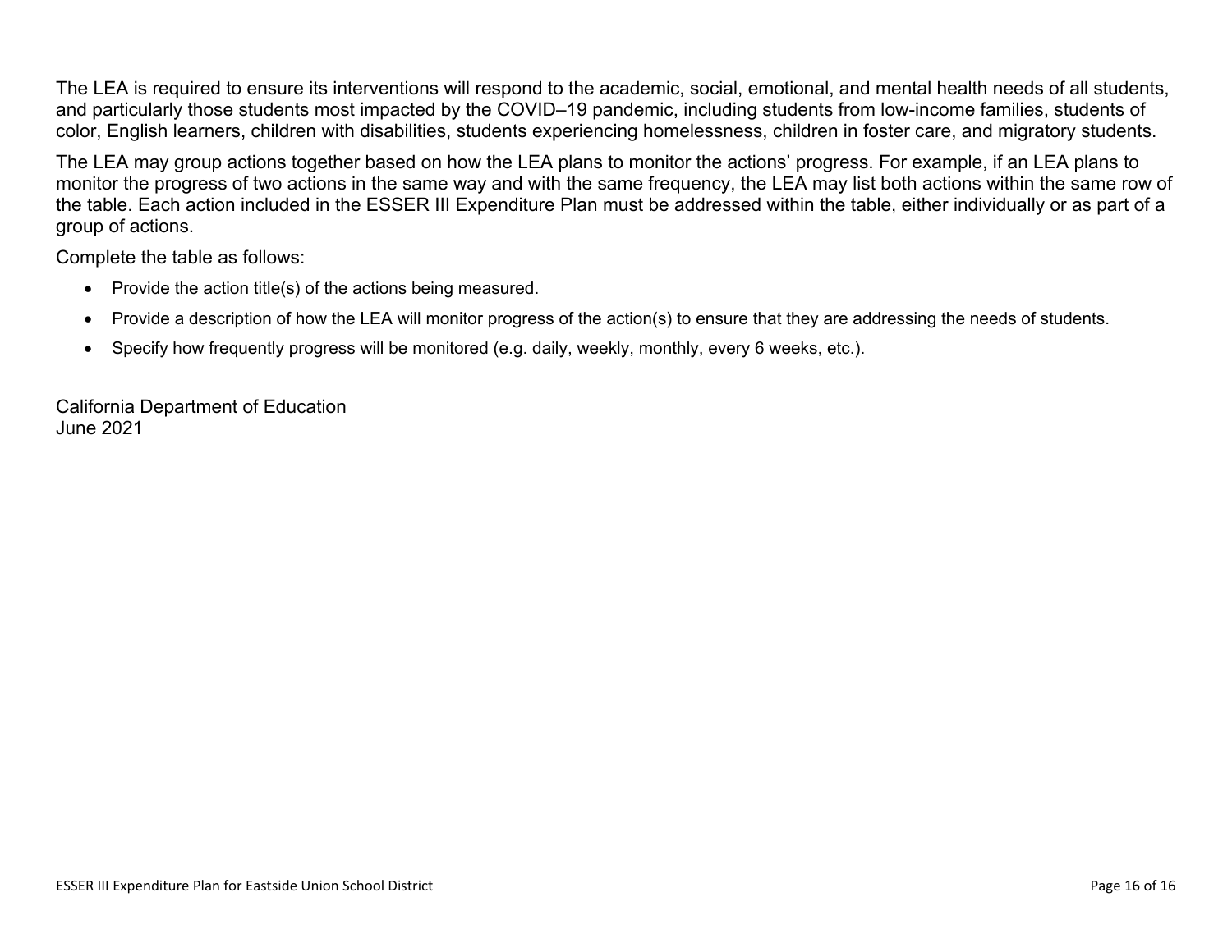The LEA is required to ensure its interventions will respond to the academic, social, emotional, and mental health needs of all students, and particularly those students most impacted by the COVID–19 pandemic, including students from low-income families, students of color, English learners, children with disabilities, students experiencing homelessness, children in foster care, and migratory students.

The LEA may group actions together based on how the LEA plans to monitor the actions' progress. For example, if an LEA plans to monitor the progress of two actions in the same way and with the same frequency, the LEA may list both actions within the same row of the table. Each action included in the ESSER III Expenditure Plan must be addressed within the table, either individually or as part of a group of actions.

Complete the table as follows:

- Provide the action title(s) of the actions being measured.
- Provide a description of how the LEA will monitor progress of the action(s) to ensure that they are addressing the needs of students.
- Specify how frequently progress will be monitored (e.g. daily, weekly, monthly, every 6 weeks, etc.).

California Department of Education
June 2021